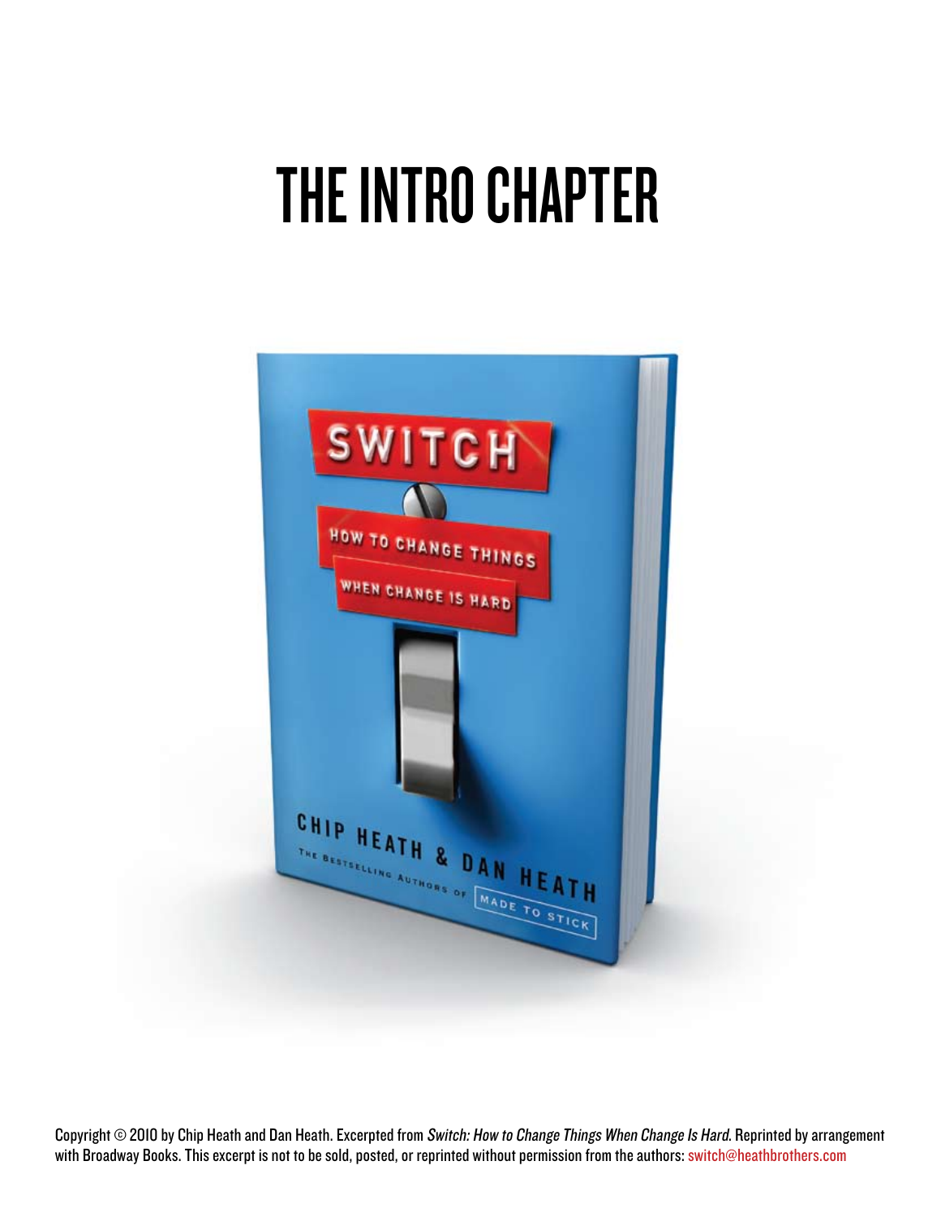# THE INTRO CHAPTER

Copyright © 2010 by Chip Heath and Dan Heath. Excerpted from *Switch: How to Change Things When Change Is Hard*. Reprinted by arrangement with Broadway Books. This excerpt is not to be sold, posted, or reprinted without permission from the authors: switch@heathbrothers.com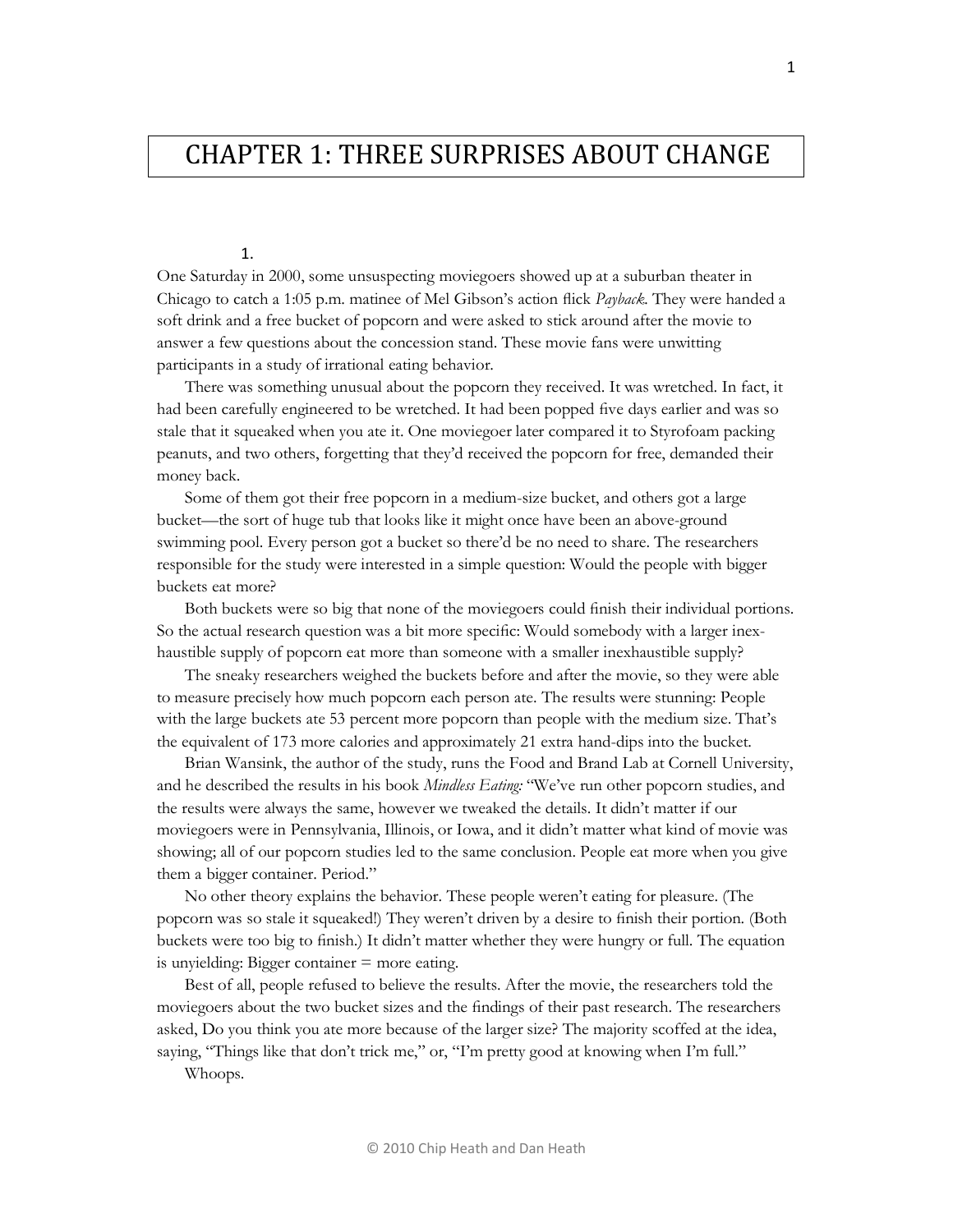# CHAPTER 1: THREE SURPRISES ABOUT CHANGE

1.

One Saturday in 2000, some unsuspecting moviegoers showed up at a suburban theater in Chicago to catch a 1:05 p.m. matinee of Mel Gibson's action flick *Payback*. They were handed a soft drink and a free bucket of popcorn and were asked to stick around after the movie to answer a few questions about the concession stand. These movie fans were unwitting participants in a study of irrational eating behavior.

There was something unusual about the popcorn they received. It was wretched. In fact, it had been carefully engineered to be wretched. It had been popped five days earlier and was so stale that it squeaked when you ate it. One moviegoer later compared it to Styrofoam packing peanuts, and two others, forgetting that they'd received the popcorn for free, demanded their money back.

Some of them got their free popcorn in a medium-size bucket, and others got a large bucket—the sort of huge tub that looks like it might once have been an above-ground swimming pool. Every person got a bucket so there'd be no need to share. The researchers responsible for the study were interested in a simple question: Would the people with bigger buckets eat more?

Both buckets were so big that none of the moviegoers could finish their individual portions. So the actual research question was a bit more specific: Would somebody with a larger inexhaustible supply of popcorn eat more than someone with a smaller inexhaustible supply?

The sneaky researchers weighed the buckets before and after the movie, so they were able to measure precisely how much popcorn each person ate. The results were stunning: People with the large buckets ate 53 percent more popcorn than people with the medium size. That's the equivalent of 173 more calories and approximately 21 extra hand-dips into the bucket.

Brian Wansink, the author of the study, runs the Food and Brand Lab at Cornell University, and he described the results in his book *Mindless Eating:* "We've run other popcorn studies, and the results were always the same, however we tweaked the details. It didn't matter if our moviegoers were in Pennsylvania, Illinois, or Iowa, and it didn't matter what kind of movie was showing; all of our popcorn studies led to the same conclusion. People eat more when you give them a bigger container. Period."

No other theory explains the behavior. These people weren't eating for pleasure. (The popcorn was so stale it squeaked!) They weren't driven by a desire to finish their portion. (Both buckets were too big to finish.) It didn't matter whether they were hungry or full. The equation is unyielding: Bigger container = more eating.

Best of all, people refused to believe the results. After the movie, the researchers told the moviegoers about the two bucket sizes and the findings of their past research. The researchers asked, Do you think you ate more because of the larger size? The majority scoffed at the idea, saying, "Things like that don't trick me," or, "I'm pretty good at knowing when I'm full."

Whoops.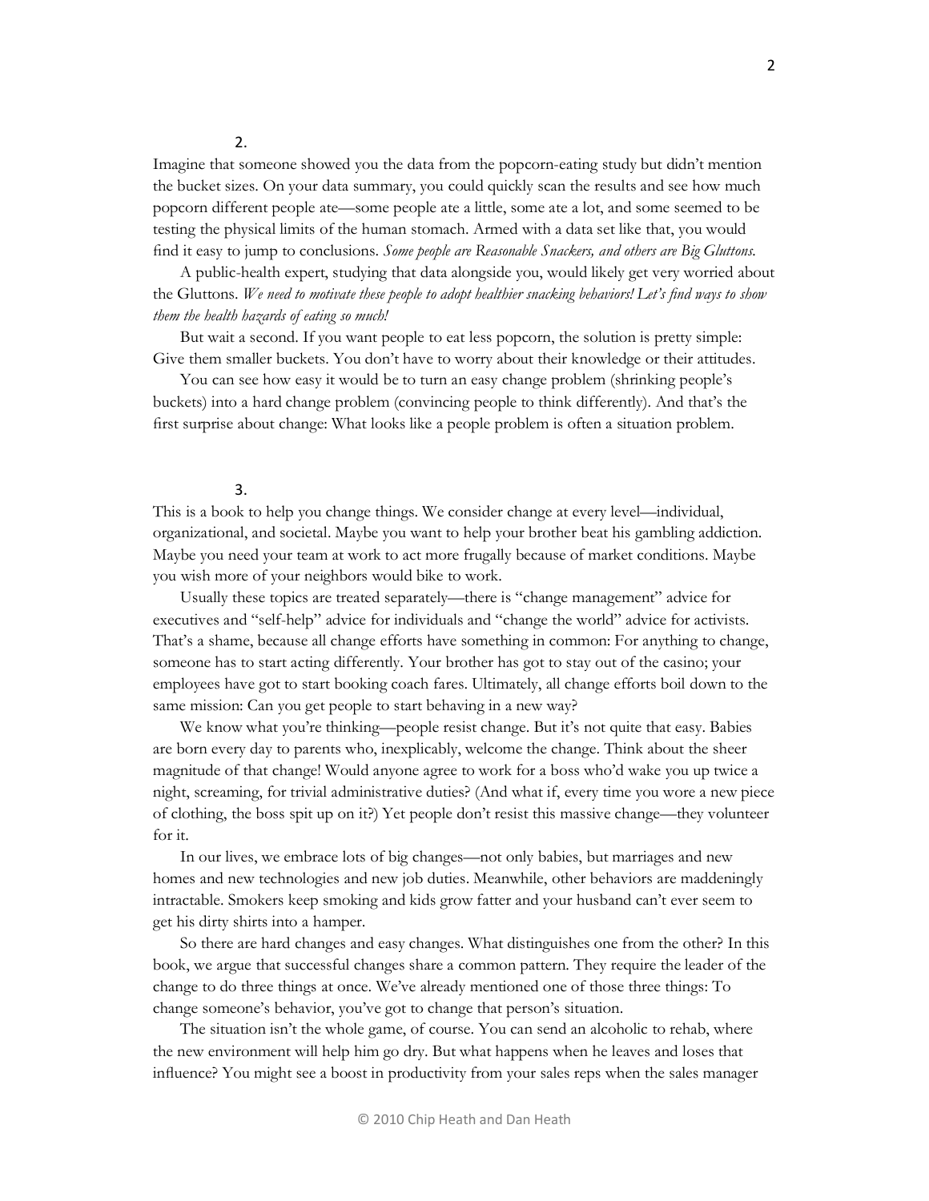2.

Imagine that someone showed you the data from the popcorn-eating study but didn't mention the bucket sizes. On your data summary, you could quickly scan the results and see how much popcorn different people ate—some people ate a little, some ate a lot, and some seemed to be testing the physical limits of the human stomach. Armed with a data set like that, you would find it easy to jump to conclusions. *Some people are Reasonable Snackers, and others are Big Gluttons.*

A public-health expert, studying that data alongside you, would likely get very worried about the Gluttons. *We need to motivate these people to adopt healthier snacking behaviors! Let's find ways to show them the health hazards of eating so much!*

But wait a second. If you want people to eat less popcorn, the solution is pretty simple: Give them smaller buckets. You don't have to worry about their knowledge or their attitudes.

You can see how easy it would be to turn an easy change problem (shrinking people's buckets) into a hard change problem (convincing people to think differently). And that's the first surprise about change: What looks like a people problem is often a situation problem.

3.

This is a book to help you change things. We consider change at every level—individual, organizational, and societal. Maybe you want to help your brother beat his gambling addiction. Maybe you need your team at work to act more frugally because of market conditions. Maybe you wish more of your neighbors would bike to work.

Usually these topics are treated separately—there is "change management" advice for executives and "self-help" advice for individuals and "change the world" advice for activists. That's a shame, because all change efforts have something in common: For anything to change, someone has to start acting differently. Your brother has got to stay out of the casino; your employees have got to start booking coach fares. Ultimately, all change efforts boil down to the same mission: Can you get people to start behaving in a new way?

We know what you're thinking—people resist change. But it's not quite that easy. Babies are born every day to parents who, inexplicably, welcome the change. Think about the sheer magnitude of that change! Would anyone agree to work for a boss who'd wake you up twice a night, screaming, for trivial administrative duties? (And what if, every time you wore a new piece of clothing, the boss spit up on it?) Yet people don't resist this massive change—they volunteer for it.

In our lives, we embrace lots of big changes—not only babies, but marriages and new homes and new technologies and new job duties. Meanwhile, other behaviors are maddeningly intractable. Smokers keep smoking and kids grow fatter and your husband can't ever seem to get his dirty shirts into a hamper.

So there are hard changes and easy changes. What distinguishes one from the other? In this book, we argue that successful changes share a common pattern. They require the leader of the change to do three things at once. We've already mentioned one of those three things: To change someone's behavior, you've got to change that person's situation.

The situation isn't the whole game, of course. You can send an alcoholic to rehab, where the new environment will help him go dry. But what happens when he leaves and loses that influence? You might see a boost in productivity from your sales reps when the sales manager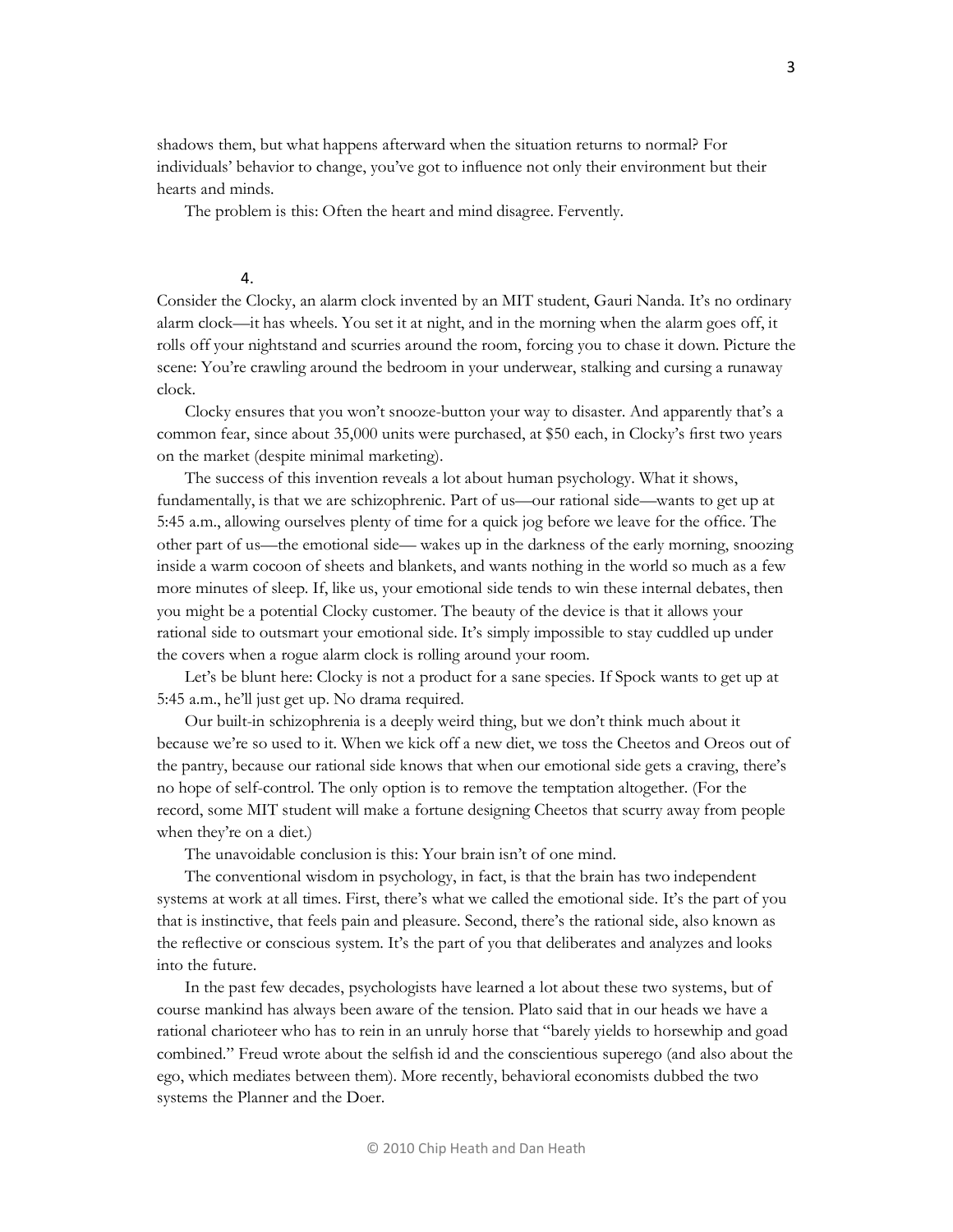shadows them, but what happens afterward when the situation returns to normal? For individuals' behavior to change, you've got to influence not only their environment but their hearts and minds.

The problem is this: Often the heart and mind disagree. Fervently.

## 4.

Consider the Clocky, an alarm clock invented by an MIT student, Gauri Nanda. It's no ordinary alarm clock—it has wheels. You set it at night, and in the morning when the alarm goes off, it rolls off your nightstand and scurries around the room, forcing you to chase it down. Picture the scene: You're crawling around the bedroom in your underwear, stalking and cursing a runaway clock.

Clocky ensures that you won't snooze-button your way to disaster. And apparently that's a common fear, since about 35,000 units were purchased, at $50 each, in Clocky's first two years on the market (despite minimal marketing).

The success of this invention reveals a lot about human psychology. What it shows, fundamentally, is that we are schizophrenic. Part of us—our rational side—wants to get up at 5:45 a.m., allowing ourselves plenty of time for a quick jog before we leave for the office. The other part of us—the emotional side— wakes up in the darkness of the early morning, snoozing inside a warm cocoon of sheets and blankets, and wants nothing in the world so much as a few more minutes of sleep. If, like us, your emotional side tends to win these internal debates, then you might be a potential Clocky customer. The beauty of the device is that it allows your rational side to outsmart your emotional side. It's simply impossible to stay cuddled up under the covers when a rogue alarm clock is rolling around your room.

Let's be blunt here: Clocky is not a product for a sane species. If Spock wants to get up at 5:45 a.m., he'll just get up. No drama required.

Our built-in schizophrenia is a deeply weird thing, but we don't think much about it because we're so used to it. When we kick off a new diet, we toss the Cheetos and Oreos out of the pantry, because our rational side knows that when our emotional side gets a craving, there's no hope of self-control. The only option is to remove the temptation altogether. (For the record, some MIT student will make a fortune designing Cheetos that scurry away from people when they're on a diet.)

The unavoidable conclusion is this: Your brain isn't of one mind.

The conventional wisdom in psychology, in fact, is that the brain has two independent systems at work at all times. First, there's what we called the emotional side. It's the part of you that is instinctive, that feels pain and pleasure. Second, there's the rational side, also known as the reflective or conscious system. It's the part of you that deliberates and analyzes and looks into the future.

In the past few decades, psychologists have learned a lot about these two systems, but of course mankind has always been aware of the tension. Plato said that in our heads we have a rational charioteer who has to rein in an unruly horse that "barely yields to horsewhip and goad combined." Freud wrote about the selfish id and the conscientious superego (and also about the ego, which mediates between them). More recently, behavioral economists dubbed the two systems the Planner and the Doer.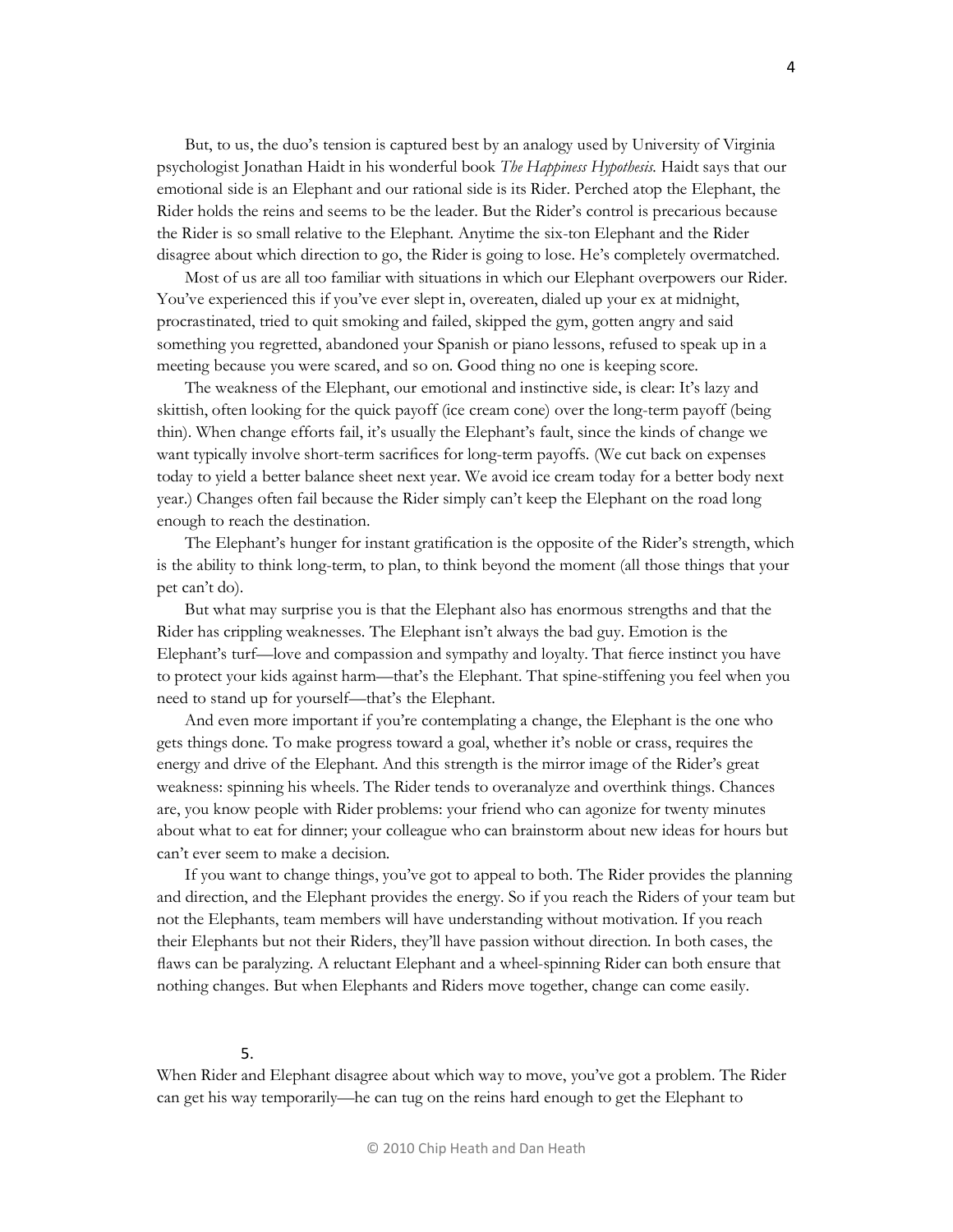But, to us, the duo's tension is captured best by an analogy used by University of Virginia psychologist Jonathan Haidt in his wonderful book *The Happiness Hypothesis.* Haidt says that our emotional side is an Elephant and our rational side is its Rider. Perched atop the Elephant, the Rider holds the reins and seems to be the leader. But the Rider's control is precarious because the Rider is so small relative to the Elephant. Anytime the six-ton Elephant and the Rider disagree about which direction to go, the Rider is going to lose. He's completely overmatched.

Most of us are all too familiar with situations in which our Elephant overpowers our Rider. You've experienced this if you've ever slept in, overeaten, dialed up your ex at midnight, procrastinated, tried to quit smoking and failed, skipped the gym, gotten angry and said something you regretted, abandoned your Spanish or piano lessons, refused to speak up in a meeting because you were scared, and so on. Good thing no one is keeping score.

The weakness of the Elephant, our emotional and instinctive side, is clear: It's lazy and skittish, often looking for the quick payoff (ice cream cone) over the long-term payoff (being thin). When change efforts fail, it's usually the Elephant's fault, since the kinds of change we want typically involve short-term sacrifices for long-term payoffs. (We cut back on expenses today to yield a better balance sheet next year. We avoid ice cream today for a better body next year.) Changes often fail because the Rider simply can't keep the Elephant on the road long enough to reach the destination.

The Elephant's hunger for instant gratification is the opposite of the Rider's strength, which is the ability to think long-term, to plan, to think beyond the moment (all those things that your pet can't do).

But what may surprise you is that the Elephant also has enormous strengths and that the Rider has crippling weaknesses. The Elephant isn't always the bad guy. Emotion is the Elephant's turf—love and compassion and sympathy and loyalty. That fierce instinct you have to protect your kids against harm—that's the Elephant. That spine-stiffening you feel when you need to stand up for yourself—that's the Elephant.

And even more important if you're contemplating a change, the Elephant is the one who gets things done. To make progress toward a goal, whether it's noble or crass, requires the energy and drive of the Elephant. And this strength is the mirror image of the Rider's great weakness: spinning his wheels. The Rider tends to overanalyze and overthink things. Chances are, you know people with Rider problems: your friend who can agonize for twenty minutes about what to eat for dinner; your colleague who can brainstorm about new ideas for hours but can't ever seem to make a decision.

If you want to change things, you've got to appeal to both. The Rider provides the planning and direction, and the Elephant provides the energy. So if you reach the Riders of your team but not the Elephants, team members will have understanding without motivation. If you reach their Elephants but not their Riders, they'll have passion without direction. In both cases, the flaws can be paralyzing. A reluctant Elephant and a wheel-spinning Rider can both ensure that nothing changes. But when Elephants and Riders move together, change can come easily.

5.

When Rider and Elephant disagree about which way to move, you've got a problem. The Rider can get his way temporarily—he can tug on the reins hard enough to get the Elephant to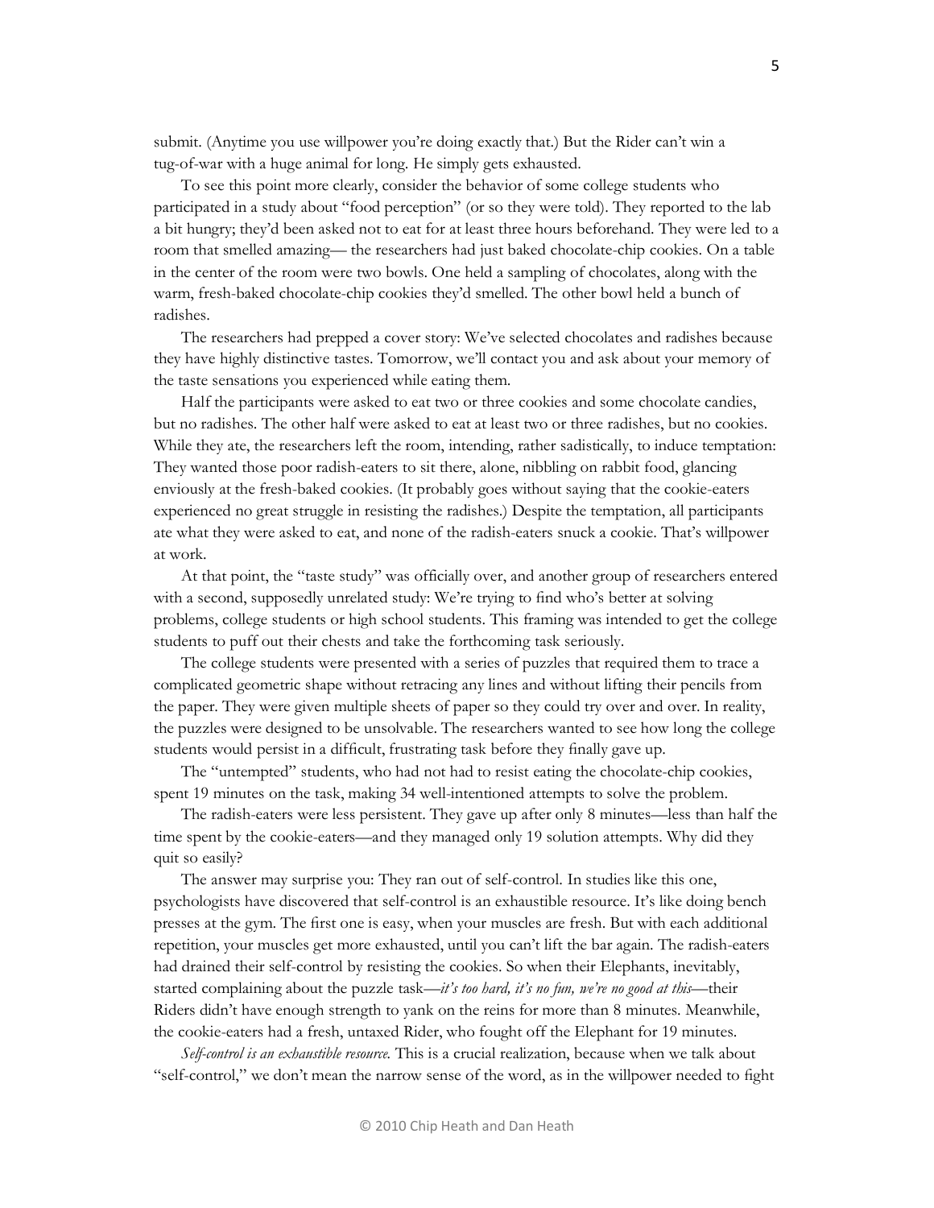submit. (Anytime you use willpower you're doing exactly that.) But the Rider can't win a tug-of-war with a huge animal for long. He simply gets exhausted.

To see this point more clearly, consider the behavior of some college students who participated in a study about "food perception" (or so they were told). They reported to the lab a bit hungry; they'd been asked not to eat for at least three hours beforehand. They were led to a room that smelled amazing— the researchers had just baked chocolate-chip cookies. On a table in the center of the room were two bowls. One held a sampling of chocolates, along with the warm, fresh-baked chocolate-chip cookies they'd smelled. The other bowl held a bunch of radishes.

The researchers had prepped a cover story: We've selected chocolates and radishes because they have highly distinctive tastes. Tomorrow, we'll contact you and ask about your memory of the taste sensations you experienced while eating them.

Half the participants were asked to eat two or three cookies and some chocolate candies, but no radishes. The other half were asked to eat at least two or three radishes, but no cookies. While they ate, the researchers left the room, intending, rather sadistically, to induce temptation: They wanted those poor radish-eaters to sit there, alone, nibbling on rabbit food, glancing enviously at the fresh-baked cookies. (It probably goes without saying that the cookie-eaters experienced no great struggle in resisting the radishes.) Despite the temptation, all participants ate what they were asked to eat, and none of the radish-eaters snuck a cookie. That's willpower at work.

At that point, the "taste study" was officially over, and another group of researchers entered with a second, supposedly unrelated study: We're trying to find who's better at solving problems, college students or high school students. This framing was intended to get the college students to puff out their chests and take the forthcoming task seriously.

The college students were presented with a series of puzzles that required them to trace a complicated geometric shape without retracing any lines and without lifting their pencils from the paper. They were given multiple sheets of paper so they could try over and over. In reality, the puzzles were designed to be unsolvable. The researchers wanted to see how long the college students would persist in a difficult, frustrating task before they finally gave up.

The "untempted" students, who had not had to resist eating the chocolate-chip cookies, spent 19 minutes on the task, making 34 well-intentioned attempts to solve the problem.

The radish-eaters were less persistent. They gave up after only 8 minutes—less than half the time spent by the cookie-eaters—and they managed only 19 solution attempts. Why did they quit so easily?

The answer may surprise you: They ran out of self-control. In studies like this one, psychologists have discovered that self-control is an exhaustible resource. It's like doing bench presses at the gym. The first one is easy, when your muscles are fresh. But with each additional repetition, your muscles get more exhausted, until you can't lift the bar again. The radish-eaters had drained their self-control by resisting the cookies. So when their Elephants, inevitably, started complaining about the puzzle task—*it's too hard, it's no fun, we're no good at this*—their Riders didn't have enough strength to yank on the reins for more than 8 minutes. Meanwhile, the cookie-eaters had a fresh, untaxed Rider, who fought off the Elephant for 19 minutes.

*Self-control is an exhaustible resource.* This is a crucial realization, because when we talk about "self-control," we don't mean the narrow sense of the word, as in the willpower needed to fight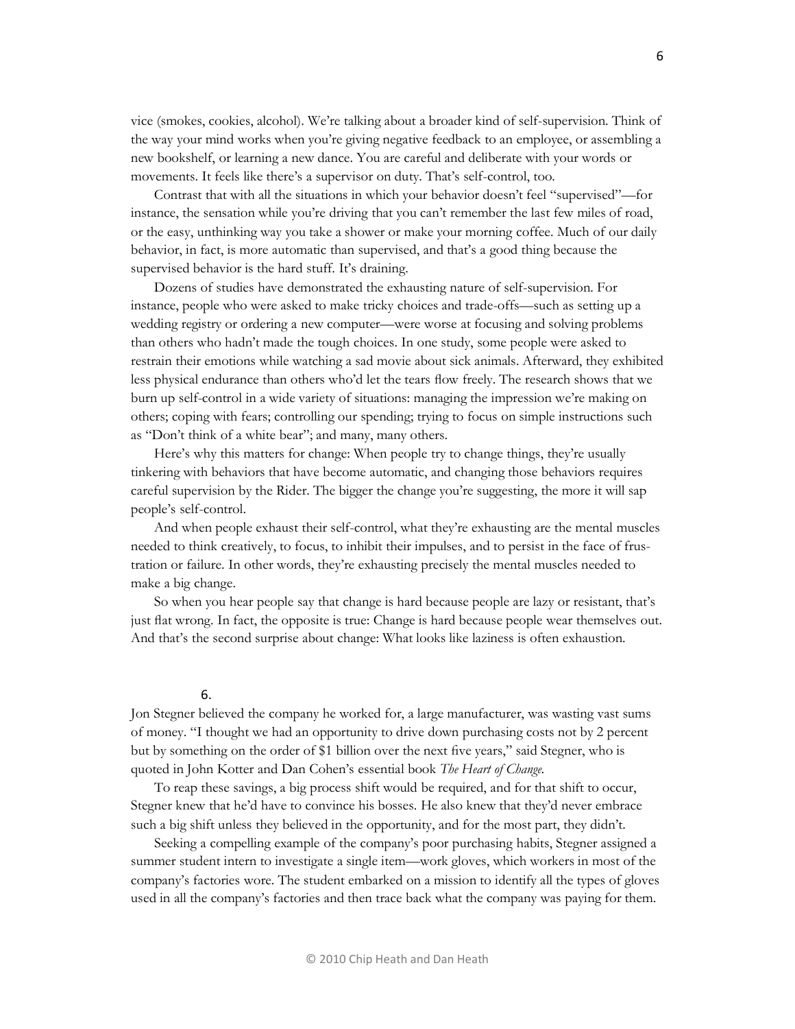vice (smokes, cookies, alcohol). We're talking about a broader kind of self-supervision. Think of the way your mind works when you're giving negative feedback to an employee, or assembling a new bookshelf, or learning a new dance. You are careful and deliberate with your words or movements. It feels like there's a supervisor on duty. That's self-control, too.

Contrast that with all the situations in which your behavior doesn't feel "supervised"—for instance, the sensation while you're driving that you can't remember the last few miles of road, or the easy, unthinking way you take a shower or make your morning coffee. Much of our daily behavior, in fact, is more automatic than supervised, and that's a good thing because the supervised behavior is the hard stuff. It's draining.

Dozens of studies have demonstrated the exhausting nature of self-supervision. For instance, people who were asked to make tricky choices and trade-offs—such as setting up a wedding registry or ordering a new computer—were worse at focusing and solving problems than others who hadn't made the tough choices. In one study, some people were asked to restrain their emotions while watching a sad movie about sick animals. Afterward, they exhibited less physical endurance than others who'd let the tears flow freely. The research shows that we burn up self-control in a wide variety of situations: managing the impression we're making on others; coping with fears; controlling our spending; trying to focus on simple instructions such as "Don't think of a white bear"; and many, many others.

Here's why this matters for change: When people try to change things, they're usually tinkering with behaviors that have become automatic, and changing those behaviors requires careful supervision by the Rider. The bigger the change you're suggesting, the more it will sap people's self-control.

And when people exhaust their self-control, what they're exhausting are the mental muscles needed to think creatively, to focus, to inhibit their impulses, and to persist in the face of frustration or failure. In other words, they're exhausting precisely the mental muscles needed to make a big change.

So when you hear people say that change is hard because people are lazy or resistant, that's just flat wrong. In fact, the opposite is true: Change is hard because people wear themselves out. And that's the second surprise about change: What looks like laziness is often exhaustion.

## 6.

Jon Stegner believed the company he worked for, a large manufacturer, was wasting vast sums of money. "I thought we had an opportunity to drive down purchasing costs not by 2 percent but by something on the order of $1 billion over the next five years," said Stegner, who is quoted in John Kotter and Dan Cohen's essential book *The Heart of Change*.

To reap these savings, a big process shift would be required, and for that shift to occur, Stegner knew that he'd have to convince his bosses. He also knew that they'd never embrace such a big shift unless they believed in the opportunity, and for the most part, they didn't.

Seeking a compelling example of the company's poor purchasing habits, Stegner assigned a summer student intern to investigate a single item—work gloves, which workers in most of the company's factories wore. The student embarked on a mission to identify all the types of gloves used in all the company's factories and then trace back what the company was paying for them.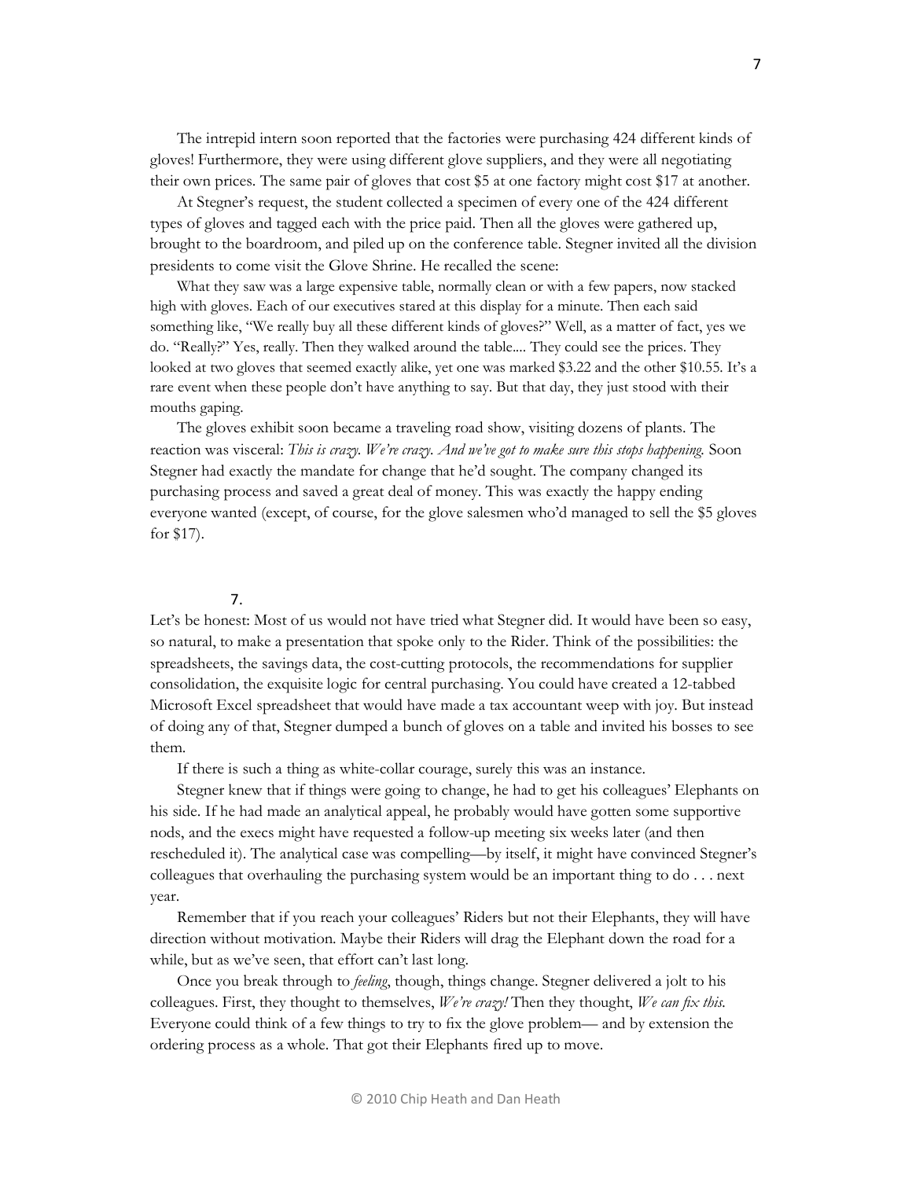The intrepid intern soon reported that the factories were purchasing 424 different kinds of gloves! Furthermore, they were using different glove suppliers, and they were all negotiating their own prices. The same pair of gloves that cost $5 at one factory might cost $17 at another.

At Stegner's request, the student collected a specimen of every one of the 424 different types of gloves and tagged each with the price paid. Then all the gloves were gathered up, brought to the boardroom, and piled up on the conference table. Stegner invited all the division presidents to come visit the Glove Shrine. He recalled the scene:

> What they saw was a large expensive table, normally clean or with a few papers, now stacked high with gloves. Each of our executives stared at this display for a minute. Then each said something like, "We really buy all these different kinds of gloves?" Well, as a matter of fact, yes we do. "Really?" Yes, really. Then they walked around the table.... They could see the prices. They looked at two gloves that seemed exactly alike, yet one was marked $3.22 and the other $10.55. It's a rare event when these people don't have anything to say. But that day, they just stood with their mouths gaping.

The gloves exhibit soon became a traveling road show, visiting dozens of plants. The reaction was visceral: *This is crazy. We're crazy. And we've got to make sure this stops happening.* Soon Stegner had exactly the mandate for change that he'd sought. The company changed its purchasing process and saved a great deal of money. This was exactly the happy ending everyone wanted (except, of course, for the glove salesmen who'd managed to sell the $5 gloves for $17).

## 7.

Let's be honest: Most of us would not have tried what Stegner did. It would have been so easy, so natural, to make a presentation that spoke only to the Rider. Think of the possibilities: the spreadsheets, the savings data, the cost-cutting protocols, the recommendations for supplier consolidation, the exquisite logic for central purchasing. You could have created a 12-tabbed Microsoft Excel spreadsheet that would have made a tax accountant weep with joy. But instead of doing any of that, Stegner dumped a bunch of gloves on a table and invited his bosses to see them.

If there is such a thing as white-collar courage, surely this was an instance.

Stegner knew that if things were going to change, he had to get his colleagues' Elephants on his side. If he had made an analytical appeal, he probably would have gotten some supportive nods, and the execs might have requested a follow-up meeting six weeks later (and then rescheduled it). The analytical case was compelling—by itself, it might have convinced Stegner's colleagues that overhauling the purchasing system would be an important thing to do . . . next year.

Remember that if you reach your colleagues' Riders but not their Elephants, they will have direction without motivation. Maybe their Riders will drag the Elephant down the road for a while, but as we've seen, that effort can't last long.

Once you break through to *feeling*, though, things change. Stegner delivered a jolt to his colleagues. First, they thought to themselves, *We're crazy!* Then they thought, *We can fix this.* Everyone could think of a few things to try to fix the glove problem— and by extension the ordering process as a whole. That got their Elephants fired up to move.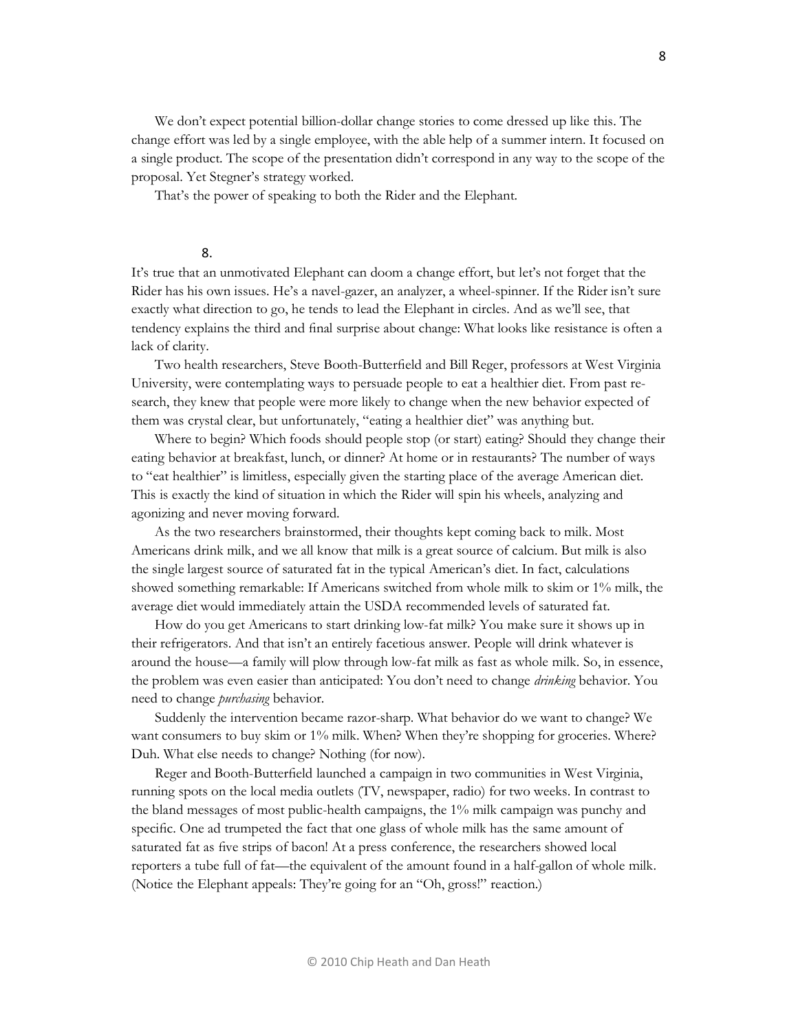We don't expect potential billion-dollar change stories to come dressed up like this. The change effort was led by a single employee, with the able help of a summer intern. It focused on a single product. The scope of the presentation didn't correspond in any way to the scope of the proposal. Yet Stegner's strategy worked.

That's the power of speaking to both the Rider and the Elephant.

## 8.

It's true that an unmotivated Elephant can doom a change effort, but let's not forget that the Rider has his own issues. He's a navel-gazer, an analyzer, a wheel-spinner. If the Rider isn't sure exactly what direction to go, he tends to lead the Elephant in circles. And as we'll see, that tendency explains the third and final surprise about change: What looks like resistance is often a lack of clarity.

Two health researchers, Steve Booth-Butterfield and Bill Reger, professors at West Virginia University, were contemplating ways to persuade people to eat a healthier diet. From past research, they knew that people were more likely to change when the new behavior expected of them was crystal clear, but unfortunately, "eating a healthier diet" was anything but.

Where to begin? Which foods should people stop (or start) eating? Should they change their eating behavior at breakfast, lunch, or dinner? At home or in restaurants? The number of ways to "eat healthier" is limitless, especially given the starting place of the average American diet. This is exactly the kind of situation in which the Rider will spin his wheels, analyzing and agonizing and never moving forward.

As the two researchers brainstormed, their thoughts kept coming back to milk. Most Americans drink milk, and we all know that milk is a great source of calcium. But milk is also the single largest source of saturated fat in the typical American's diet. In fact, calculations showed something remarkable: If Americans switched from whole milk to skim or 1% milk, the average diet would immediately attain the USDA recommended levels of saturated fat.

How do you get Americans to start drinking low-fat milk? You make sure it shows up in their refrigerators. And that isn't an entirely facetious answer. People will drink whatever is around the house—a family will plow through low-fat milk as fast as whole milk. So, in essence, the problem was even easier than anticipated: You don't need to change *drinking* behavior. You need to change *purchasing* behavior.

Suddenly the intervention became razor-sharp. What behavior do we want to change? We want consumers to buy skim or 1% milk. When? When they're shopping for groceries. Where? Duh. What else needs to change? Nothing (for now).

Reger and Booth-Butterfield launched a campaign in two communities in West Virginia, running spots on the local media outlets (TV, newspaper, radio) for two weeks. In contrast to the bland messages of most public-health campaigns, the 1% milk campaign was punchy and specific. One ad trumpeted the fact that one glass of whole milk has the same amount of saturated fat as five strips of bacon! At a press conference, the researchers showed local reporters a tube full of fat—the equivalent of the amount found in a half-gallon of whole milk. (Notice the Elephant appeals: They're going for an "Oh, gross!" reaction.)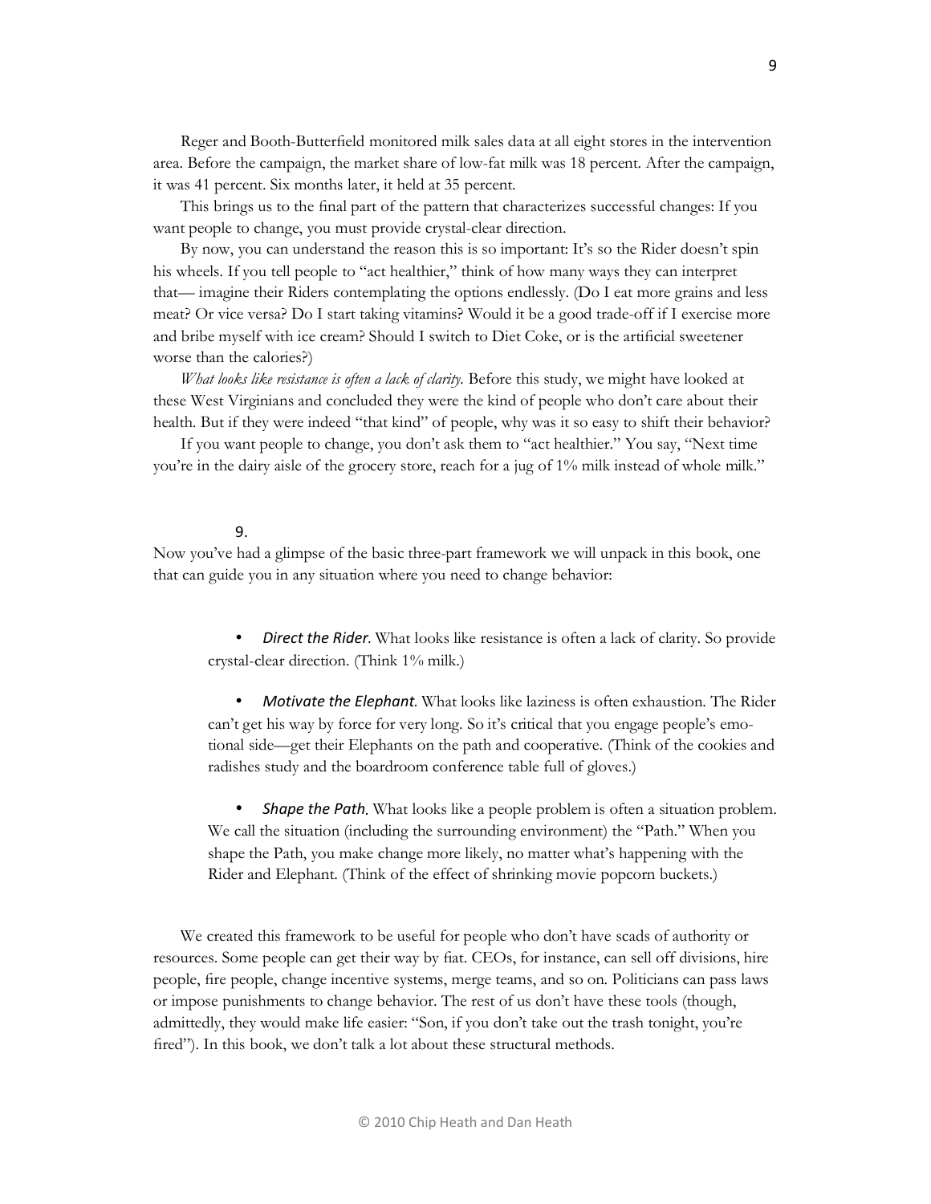Reger and Booth-Butterfield monitored milk sales data at all eight stores in the intervention area. Before the campaign, the market share of low-fat milk was 18 percent. After the campaign, it was 41 percent. Six months later, it held at 35 percent.

This brings us to the final part of the pattern that characterizes successful changes: If you want people to change, you must provide crystal-clear direction.

By now, you can understand the reason this is so important: It's so the Rider doesn't spin his wheels. If you tell people to "act healthier," think of how many ways they can interpret that— imagine their Riders contemplating the options endlessly. (Do I eat more grains and less meat? Or vice versa? Do I start taking vitamins? Would it be a good trade-off if I exercise more and bribe myself with ice cream? Should I switch to Diet Coke, or is the artificial sweetener worse than the calories?)

*What looks like resistance is often a lack of clarity.* Before this study, we might have looked at these West Virginians and concluded they were the kind of people who don't care about their health. But if they were indeed "that kind" of people, why was it so easy to shift their behavior?

If you want people to change, you don't ask them to "act healthier." You say, "Next time you're in the dairy aisle of the grocery store, reach for a jug of 1% milk instead of whole milk."

## 9.

Now you've had a glimpse of the basic three-part framework we will unpack in this book, one that can guide you in any situation where you need to change behavior:

- ***Direct the Rider.*** What looks like resistance is often a lack of clarity. So provide crystal-clear direction. (Think 1% milk.)

- ***Motivate the Elephant.*** What looks like laziness is often exhaustion. The Rider can't get his way by force for very long. So it's critical that you engage people's emotional side—get their Elephants on the path and cooperative. (Think of the cookies and radishes study and the boardroom conference table full of gloves.)

- ***Shape the Path.*** What looks like a people problem is often a situation problem. We call the situation (including the surrounding environment) the "Path." When you shape the Path, you make change more likely, no matter what's happening with the Rider and Elephant. (Think of the effect of shrinking movie popcorn buckets.)

We created this framework to be useful for people who don't have scads of authority or resources. Some people can get their way by fiat. CEOs, for instance, can sell off divisions, hire people, fire people, change incentive systems, merge teams, and so on. Politicians can pass laws or impose punishments to change behavior. The rest of us don't have these tools (though, admittedly, they would make life easier: "Son, if you don't take out the trash tonight, you're fired"). In this book, we don't talk a lot about these structural methods.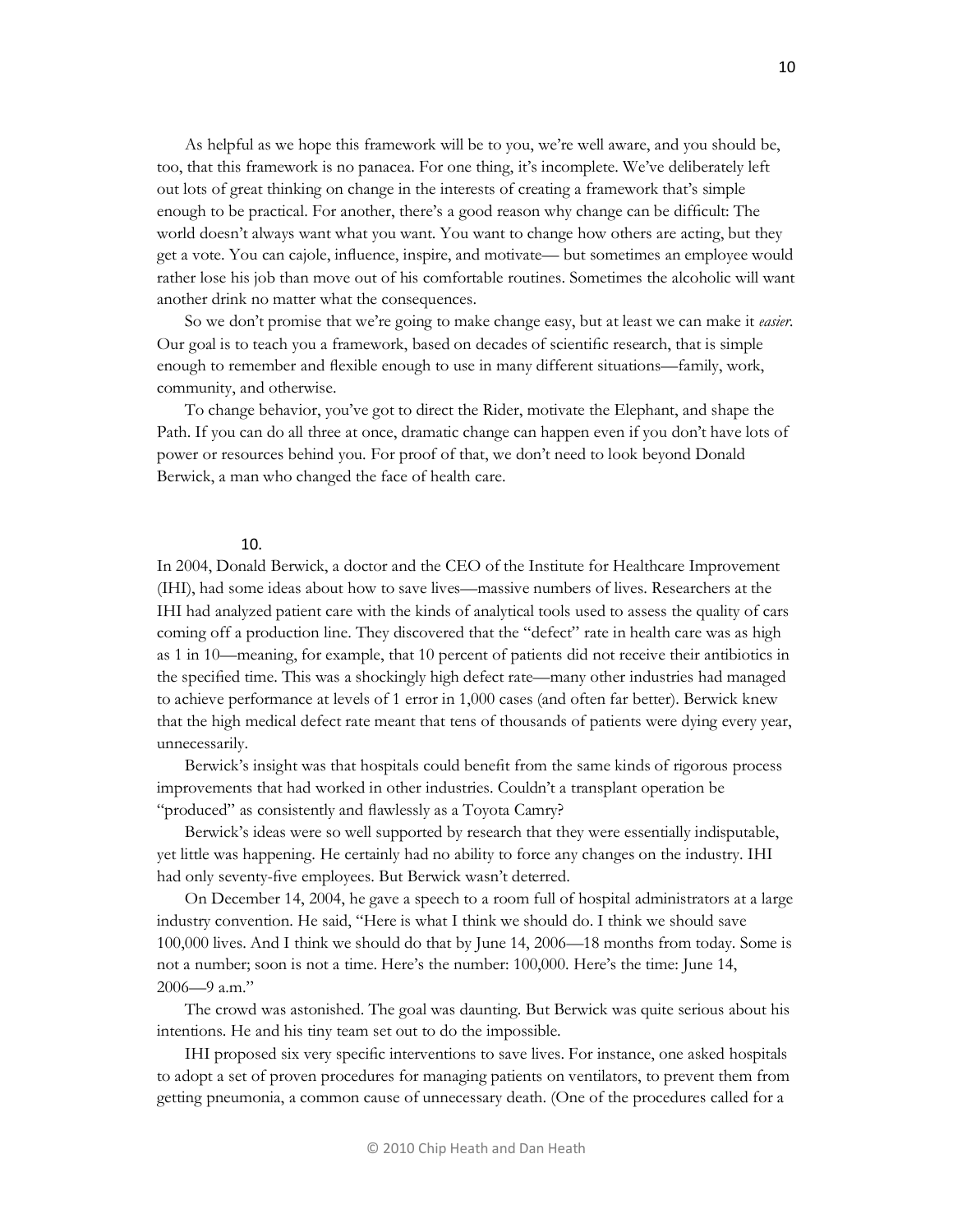As helpful as we hope this framework will be to you, we're well aware, and you should be, too, that this framework is no panacea. For one thing, it's incomplete. We've deliberately left out lots of great thinking on change in the interests of creating a framework that's simple enough to be practical. For another, there's a good reason why change can be difficult: The world doesn't always want what you want. You want to change how others are acting, but they get a vote. You can cajole, influence, inspire, and motivate— but sometimes an employee would rather lose his job than move out of his comfortable routines. Sometimes the alcoholic will want another drink no matter what the consequences.

So we don't promise that we're going to make change easy, but at least we can make it *easier*. Our goal is to teach you a framework, based on decades of scientific research, that is simple enough to remember and flexible enough to use in many different situations—family, work, community, and otherwise.

To change behavior, you've got to direct the Rider, motivate the Elephant, and shape the Path. If you can do all three at once, dramatic change can happen even if you don't have lots of power or resources behind you. For proof of that, we don't need to look beyond Donald Berwick, a man who changed the face of health care.

10.

In 2004, Donald Berwick, a doctor and the CEO of the Institute for Healthcare Improvement (IHI), had some ideas about how to save lives—massive numbers of lives. Researchers at the IHI had analyzed patient care with the kinds of analytical tools used to assess the quality of cars coming off a production line. They discovered that the "defect" rate in health care was as high as 1 in 10—meaning, for example, that 10 percent of patients did not receive their antibiotics in the specified time. This was a shockingly high defect rate—many other industries had managed to achieve performance at levels of 1 error in 1,000 cases (and often far better). Berwick knew that the high medical defect rate meant that tens of thousands of patients were dying every year, unnecessarily.

Berwick's insight was that hospitals could benefit from the same kinds of rigorous process improvements that had worked in other industries. Couldn't a transplant operation be "produced" as consistently and flawlessly as a Toyota Camry?

Berwick's ideas were so well supported by research that they were essentially indisputable, yet little was happening. He certainly had no ability to force any changes on the industry. IHI had only seventy-five employees. But Berwick wasn't deterred.

On December 14, 2004, he gave a speech to a room full of hospital administrators at a large industry convention. He said, "Here is what I think we should do. I think we should save 100,000 lives. And I think we should do that by June 14, 2006—18 months from today. Some is not a number; soon is not a time. Here's the number: 100,000. Here's the time: June 14, 2006—9 a.m."

The crowd was astonished. The goal was daunting. But Berwick was quite serious about his intentions. He and his tiny team set out to do the impossible.

IHI proposed six very specific interventions to save lives. For instance, one asked hospitals to adopt a set of proven procedures for managing patients on ventilators, to prevent them from getting pneumonia, a common cause of unnecessary death. (One of the procedures called for a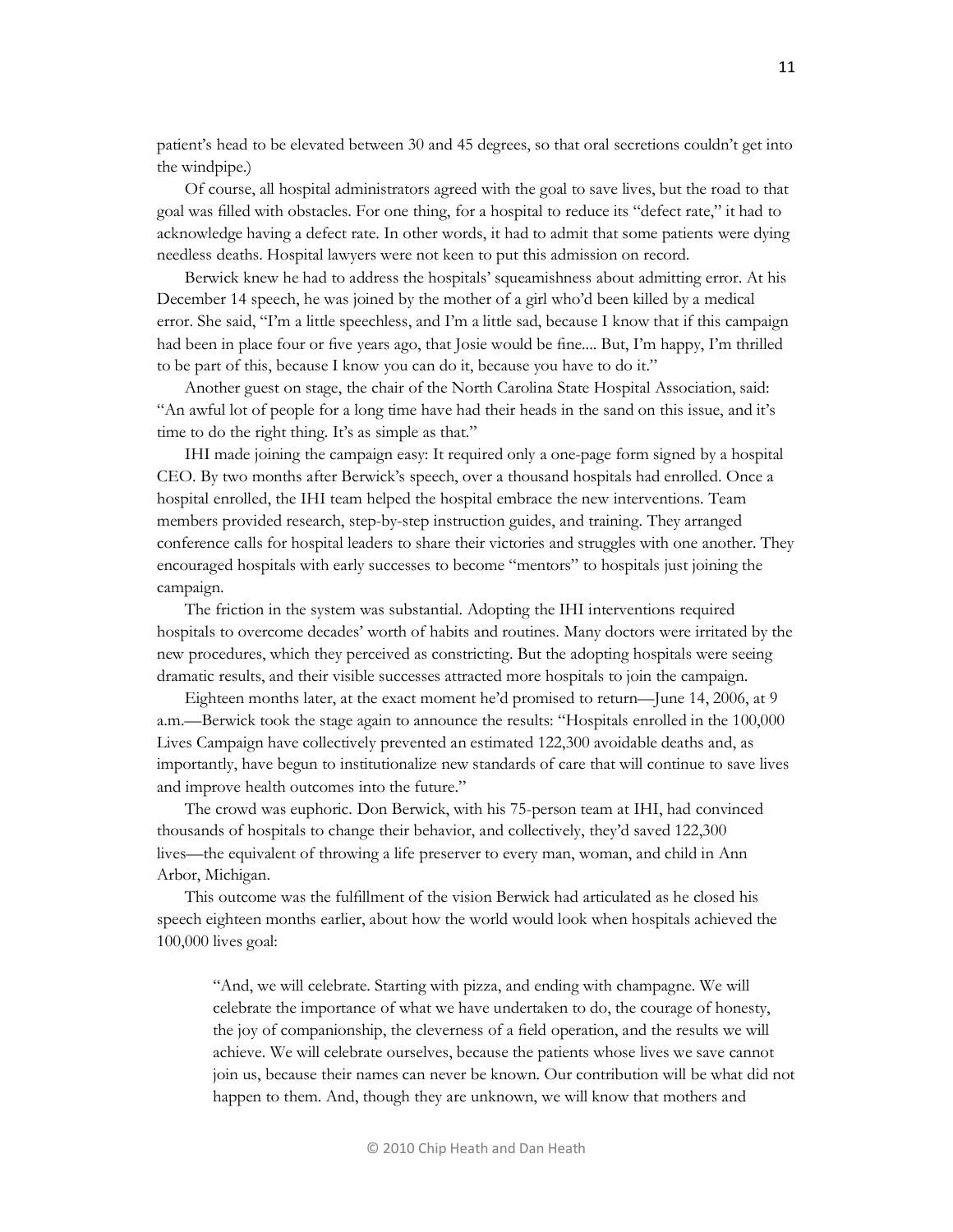patient's head to be elevated between 30 and 45 degrees, so that oral secretions couldn't get into the windpipe.)

Of course, all hospital administrators agreed with the goal to save lives, but the road to that goal was filled with obstacles. For one thing, for a hospital to reduce its "defect rate," it had to acknowledge having a defect rate. In other words, it had to admit that some patients were dying needless deaths. Hospital lawyers were not keen to put this admission on record.

Berwick knew he had to address the hospitals' squeamishness about admitting error. At his December 14 speech, he was joined by the mother of a girl who'd been killed by a medical error. She said, "I'm a little speechless, and I'm a little sad, because I know that if this campaign had been in place four or five years ago, that Josie would be fine.... But, I'm happy, I'm thrilled to be part of this, because I know you can do it, because you have to do it."

Another guest on stage, the chair of the North Carolina State Hospital Association, said: "An awful lot of people for a long time have had their heads in the sand on this issue, and it's time to do the right thing. It's as simple as that."

IHI made joining the campaign easy: It required only a one-page form signed by a hospital CEO. By two months after Berwick's speech, over a thousand hospitals had enrolled. Once a hospital enrolled, the IHI team helped the hospital embrace the new interventions. Team members provided research, step-by-step instruction guides, and training. They arranged conference calls for hospital leaders to share their victories and struggles with one another. They encouraged hospitals with early successes to become "mentors" to hospitals just joining the campaign.

The friction in the system was substantial. Adopting the IHI interventions required hospitals to overcome decades' worth of habits and routines. Many doctors were irritated by the new procedures, which they perceived as constricting. But the adopting hospitals were seeing dramatic results, and their visible successes attracted more hospitals to join the campaign.

Eighteen months later, at the exact moment he'd promised to return—June 14, 2006, at 9 a.m.—Berwick took the stage again to announce the results: "Hospitals enrolled in the 100,000 Lives Campaign have collectively prevented an estimated 122,300 avoidable deaths and, as importantly, have begun to institutionalize new standards of care that will continue to save lives and improve health outcomes into the future."

The crowd was euphoric. Don Berwick, with his 75-person team at IHI, had convinced thousands of hospitals to change their behavior, and collectively, they'd saved 122,300 lives—the equivalent of throwing a life preserver to every man, woman, and child in Ann Arbor, Michigan.

This outcome was the fulfillment of the vision Berwick had articulated as he closed his speech eighteen months earlier, about how the world would look when hospitals achieved the 100,000 lives goal:

> "And, we will celebrate. Starting with pizza, and ending with champagne. We will celebrate the importance of what we have undertaken to do, the courage of honesty, the joy of companionship, the cleverness of a field operation, and the results we will achieve. We will celebrate ourselves, because the patients whose lives we save cannot join us, because their names can never be known. Our contribution will be what did not happen to them. And, though they are unknown, we will know that mothers and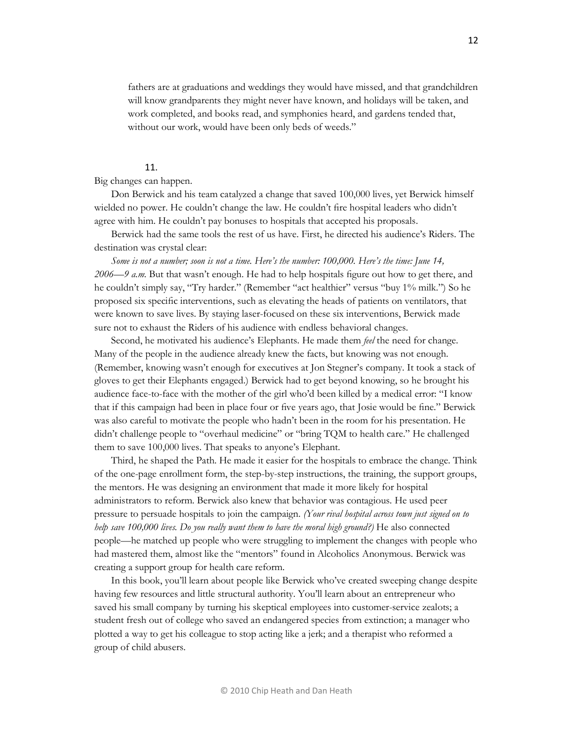fathers are at graduations and weddings they would have missed, and that grandchildren will know grandparents they might never have known, and holidays will be taken, and work completed, and books read, and symphonies heard, and gardens tended that, without our work, would have been only beds of weeds."

## 11.

Big changes can happen.

Don Berwick and his team catalyzed a change that saved 100,000 lives, yet Berwick himself wielded no power. He couldn't change the law. He couldn't fire hospital leaders who didn't agree with him. He couldn't pay bonuses to hospitals that accepted his proposals.

Berwick had the same tools the rest of us have. First, he directed his audience's Riders. The destination was crystal clear:

*Some is not a number; soon is not a time. Here's the number: 100,000. Here's the time: June 14, 2006—9 a.m.* But that wasn't enough. He had to help hospitals figure out how to get there, and he couldn't simply say, "Try harder." (Remember "act healthier" versus "buy 1% milk.") So he proposed six specific interventions, such as elevating the heads of patients on ventilators, that were known to save lives. By staying laser-focused on these six interventions, Berwick made sure not to exhaust the Riders of his audience with endless behavioral changes.

Second, he motivated his audience's Elephants. He made them *feel* the need for change. Many of the people in the audience already knew the facts, but knowing was not enough. (Remember, knowing wasn't enough for executives at Jon Stegner's company. It took a stack of gloves to get their Elephants engaged.) Berwick had to get beyond knowing, so he brought his audience face-to-face with the mother of the girl who'd been killed by a medical error: "I know that if this campaign had been in place four or five years ago, that Josie would be fine." Berwick was also careful to motivate the people who hadn't been in the room for his presentation. He didn't challenge people to "overhaul medicine" or "bring TQM to health care." He challenged them to save 100,000 lives. That speaks to anyone's Elephant.

Third, he shaped the Path. He made it easier for the hospitals to embrace the change. Think of the one-page enrollment form, the step-by-step instructions, the training, the support groups, the mentors. He was designing an environment that made it more likely for hospital administrators to reform. Berwick also knew that behavior was contagious. He used peer pressure to persuade hospitals to join the campaign. *(Your rival hospital across town just signed on to help save 100,000 lives. Do you really want them to have the moral high ground?)* He also connected people—he matched up people who were struggling to implement the changes with people who had mastered them, almost like the "mentors" found in Alcoholics Anonymous. Berwick was creating a support group for health care reform.

In this book, you'll learn about people like Berwick who've created sweeping change despite having few resources and little structural authority. You'll learn about an entrepreneur who saved his small company by turning his skeptical employees into customer-service zealots; a student fresh out of college who saved an endangered species from extinction; a manager who plotted a way to get his colleague to stop acting like a jerk; and a therapist who reformed a group of child abusers.

© 2010 Chip Heath and Dan Heath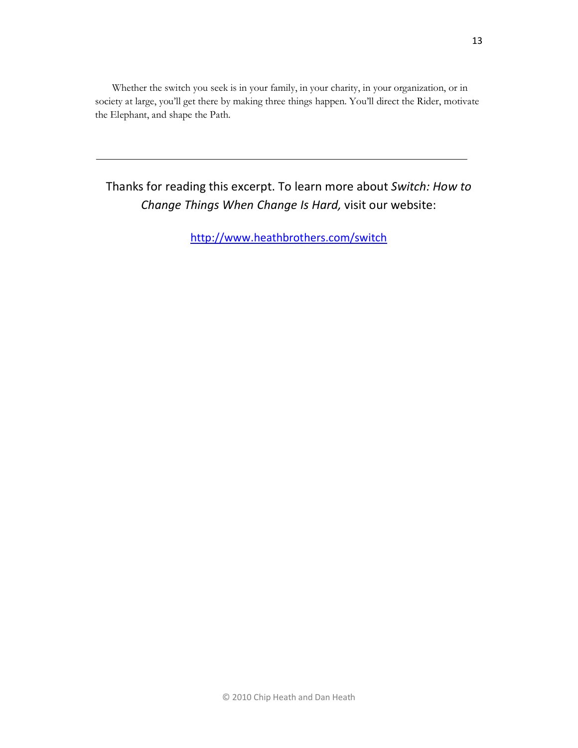Whether the switch you seek is in your family, in your charity, in your organization, or in society at large, you'll get there by making three things happen. You'll direct the Rider, motivate the Elephant, and shape the Path.

---

Thanks for reading this excerpt. To learn more about *Switch: How to Change Things When Change Is Hard,* visit our website:

[http://www.heathbrothers.com/switch](http://www.heathbrothers.com/switch)

© 2010 Chip Heath and Dan Heath